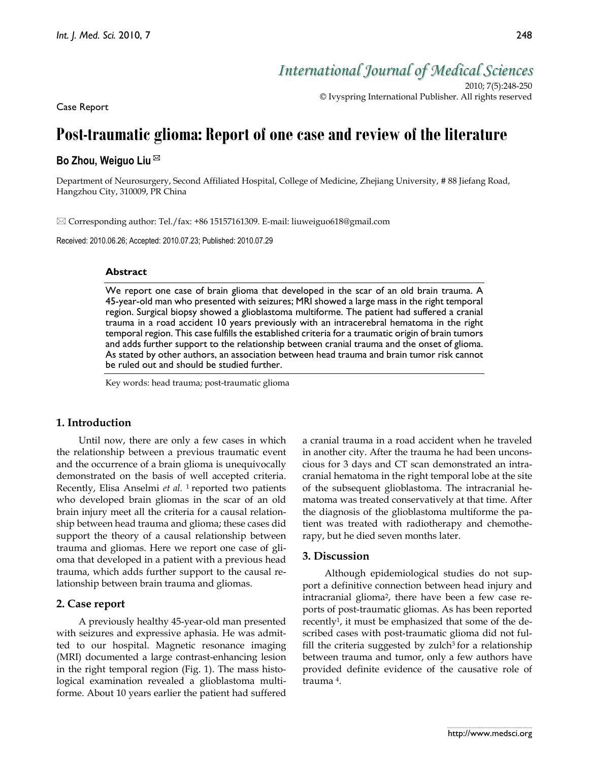Case Report

# Post-traumatic glioma: Report of one case and review of the literature

**Bo Zhou, Weiguo Liu** ✉

Department of Neurosurgery, Second Affiliated Hospital, College of Medicine, Zhejiang University, # 88 Jiefang Road, Hangzhou City, 310009, PR China

✉ Corresponding author: Tel./fax: +86 15157161309. E-mail: liuweiguo618@gmail.com

Received: 2010.06.26; Accepted: 2010.07.23; Published: 2010.07.29

### Abstract

We report one case of brain glioma that developed in the scar of an old brain trauma. A 45-year-old man who presented with seizures; MRI showed a large mass in the right temporal region. Surgical biopsy showed a glioblastoma multiforme. The patient had suffered a cranial trauma in a road accident 10 years previously with an intracerebral hematoma in the right temporal region. This case fulfills the established criteria for a traumatic origin of brain tumors and adds further support to the relationship between cranial trauma and the onset of glioma. As stated by other authors, an association between head trauma and brain tumor risk cannot be ruled out and should be studied further.

Key words: head trauma; post-traumatic glioma

## 1. Introduction

Until now, there are only a few cases in which the relationship between a previous traumatic event and the occurrence of a brain glioma is unequivocally demonstrated on the basis of well accepted criteria. Recently, Elisa Anselmi *et al.* [1] reported two patients who developed brain gliomas in the scar of an old brain injury meet all the criteria for a causal relationship between head trauma and glioma; these cases did support the theory of a causal relationship between trauma and gliomas. Here we report one case of glioma that developed in a patient with a previous head trauma, which adds further support to the causal relationship between brain trauma and gliomas.

## 2. Case report

A previously healthy 45-year-old man presented with seizures and expressive aphasia. He was admitted to our hospital. Magnetic resonance imaging (MRI) documented a large contrast-enhancing lesion in the right temporal region (Fig. 1). The mass histological examination revealed a glioblastoma multiforme. About 10 years earlier the patient had suffered a cranial trauma in a road accident when he traveled in another city. After the trauma he had been unconscious for 3 days and CT scan demonstrated an intracranial hematoma in the right temporal lobe at the site of the subsequent glioblastoma. The intracranial hematoma was treated conservatively at that time. After the diagnosis of the glioblastoma multiforme the patient was treated with radiotherapy and chemotherapy, but he died seven months later.

## 3. Discussion

Although epidemiological studies do not support a definitive connection between head injury and intracranial glioma[2], there have been a few case reports of post-traumatic gliomas. As has been reported recently[1], it must be emphasized that some of the described cases with post-traumatic glioma did not fulfill the criteria suggested by zulch[3] for a relationship between trauma and tumor, only a few authors have provided definite evidence of the causative role of trauma [4].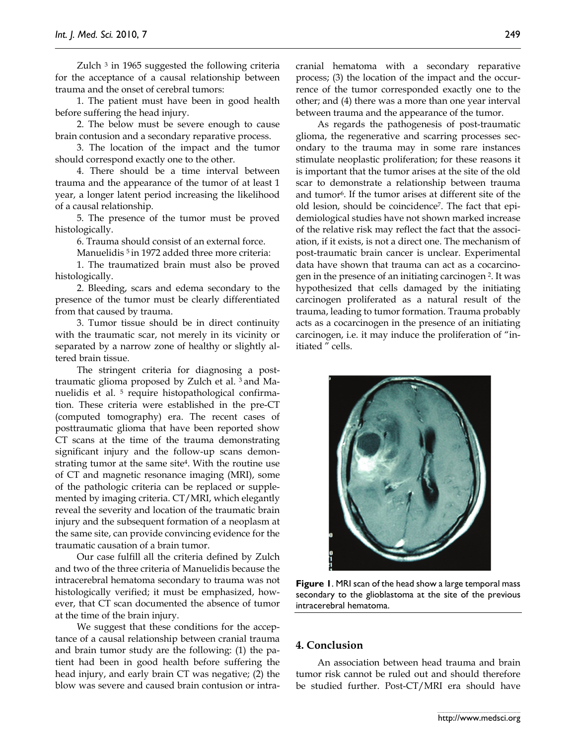Zulch [3] in 1965 suggested the following criteria for the acceptance of a causal relationship between trauma and the onset of cerebral tumors:

1. The patient must have been in good health before suffering the head injury.

2. The below must be severe enough to cause brain contusion and a secondary reparative process.

3. The location of the impact and the tumor should correspond exactly one to the other.

4. There should be a time interval between trauma and the appearance of the tumor of at least 1 year, a longer latent period increasing the likelihood of a causal relationship.

5. The presence of the tumor must be proved histologically.

6. Trauma should consist of an external force.

Manuelidis [5] in 1972 added three more criteria:

1. The traumatized brain must also be proved histologically.

2. Bleeding, scars and edema secondary to the presence of the tumor must be clearly differentiated from that caused by trauma.

3. Tumor tissue should be in direct continuity with the traumatic scar, not merely in its vicinity or separated by a narrow zone of healthy or slightly altered brain tissue.

The stringent criteria for diagnosing a post-traumatic glioma proposed by Zulch et al. [3] and Manuelidis et al. [5] require histopathological confirmation. These criteria were established in the pre-CT (computed tomography) era. The recent cases of posttraumatic glioma that have been reported show CT scans at the time of the trauma demonstrating significant injury and the follow-up scans demonstrating tumor at the same site[4]. With the routine use of CT and magnetic resonance imaging (MRI), some of the pathologic criteria can be replaced or supplemented by imaging criteria. CT/MRI, which elegantly reveal the severity and location of the traumatic brain injury and the subsequent formation of a neoplasm at the same site, can provide convincing evidence for the traumatic causation of a brain tumor.

Our case fulfill all the criteria defined by Zulch and two of the three criteria of Manuelidis because the intracerebral hematoma secondary to trauma was not histologically verified; it must be emphasized, however, that CT scan documented the absence of tumor at the time of the brain injury.

We suggest that these conditions for the acceptance of a causal relationship between cranial trauma and brain tumor study are the following: (1) the patient had been in good health before suffering the head injury, and early brain CT was negative; (2) the blow was severe and caused brain contusion or intracranial hematoma with a secondary reparative process; (3) the location of the impact and the occurrence of the tumor corresponded exactly one to the other; and (4) there was a more than one year interval between trauma and the appearance of the tumor.

As regards the pathogenesis of post-traumatic glioma, the regenerative and scarring processes secondary to the trauma may in some rare instances stimulate neoplastic proliferation; for these reasons it is important that the tumor arises at the site of the old scar to demonstrate a relationship between trauma and tumor[6]. If the tumor arises at different site of the old lesion, should be coincidence[7]. The fact that epidemiological studies have not shown marked increase of the relative risk may reflect the fact that the association, if it exists, is not a direct one. The mechanism of post-traumatic brain cancer is unclear. Experimental data have shown that trauma can act as a cocarcinogen in the presence of an initiating carcinogen [2]. It was hypothesized that cells damaged by the initiating carcinogen proliferated as a natural result of the trauma, leading to tumor formation. Trauma probably acts as a cocarcinogen in the presence of an initiating carcinogen, i.e. it may induce the proliferation of "initiated " cells.

**Figure 1**. MRI scan of the head show a large temporal mass secondary to the glioblastoma at the site of the previous intracerebral hematoma.

## 4. Conclusion

An association between head trauma and brain tumor risk cannot be ruled out and should therefore be studied further. Post-CT/MRI era should have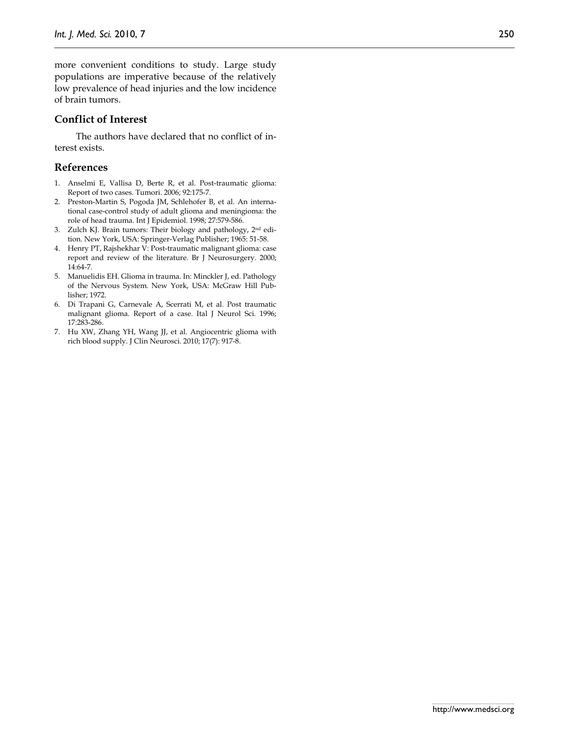more convenient conditions to study. Large study populations are imperative because of the relatively low prevalence of head injuries and the low incidence of brain tumors.

## Conflict of Interest

The authors have declared that no conflict of interest exists.

## References

1. Anselmi E, Vallisa D, Berte R, et al. Post-traumatic glioma: Report of two cases. Tumori. 2006; 92:175-7.
2. Preston-Martin S, Pogoda JM, Schlehofer B, et al. An international case-control study of adult glioma and meningioma: the role of head trauma. Int J Epidemiol. 1998; 27:579-586.
3. Zulch KJ. Brain tumors: Their biology and pathology, 2nd edition. New York, USA: Springer-Verlag Publisher; 1965: 51-58.
4. Henry PT, Rajshekhar V: Post-traumatic malignant glioma: case report and review of the literature. Br J Neurosurgery. 2000; 14:64-7.
5. Manuelidis EH. Glioma in trauma. In: Minckler J, ed. Pathology of the Nervous System. New York, USA: McGraw Hill Publisher; 1972.
6. Di Trapani G, Carnevale A, Scerrati M, et al. Post traumatic malignant glioma. Report of a case. Ital J Neurol Sci. 1996; 17:283-286.
7. Hu XW, Zhang YH, Wang JJ, et al. Angiocentric glioma with rich blood supply. J Clin Neurosci. 2010; 17(7): 917-8.